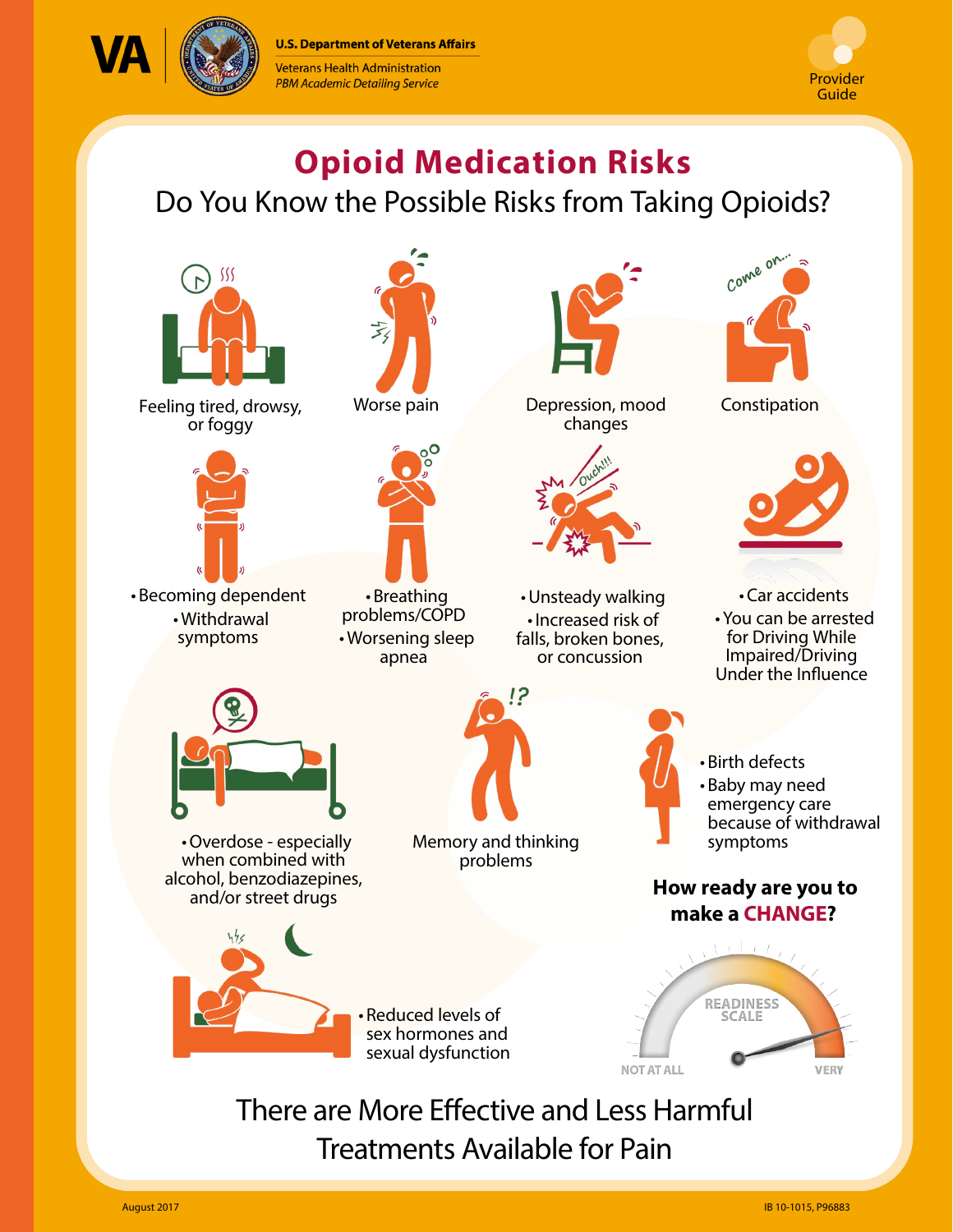VA | U.S. Department of Veterans Affairs
Veterans Health Administration
*PBM Academic Detailing Service*

Provider Guide

# Opioid Medication Risks

## Do You Know the Possible Risks from Taking Opioids?

Feeling tired, drowsy, or foggy

Worse pain

Depression, mood changes

Constipation

- Becoming dependent
- Withdrawal symptoms

- Breathing problems/COPD
- Worsening sleep apnea

- Unsteady walking
- Increased risk of falls, broken bones, or concussion

- Car accidents
- You can be arrested for Driving While Impaired/Driving Under the Influence

- Overdose - especially when combined with alcohol, benzodiazepines, and/or street drugs

Memory and thinking problems

- Birth defects
- Baby may need emergency care because of withdrawal symptoms

- Reduced levels of sex hormones and sexual dysfunction

**How ready are you to make a CHANGE?**

READINESS SCALE

NOT AT ALL — VERY

## There are More Effective and Less Harmful Treatments Available for Pain

August 2017

IB 10-1015, P96883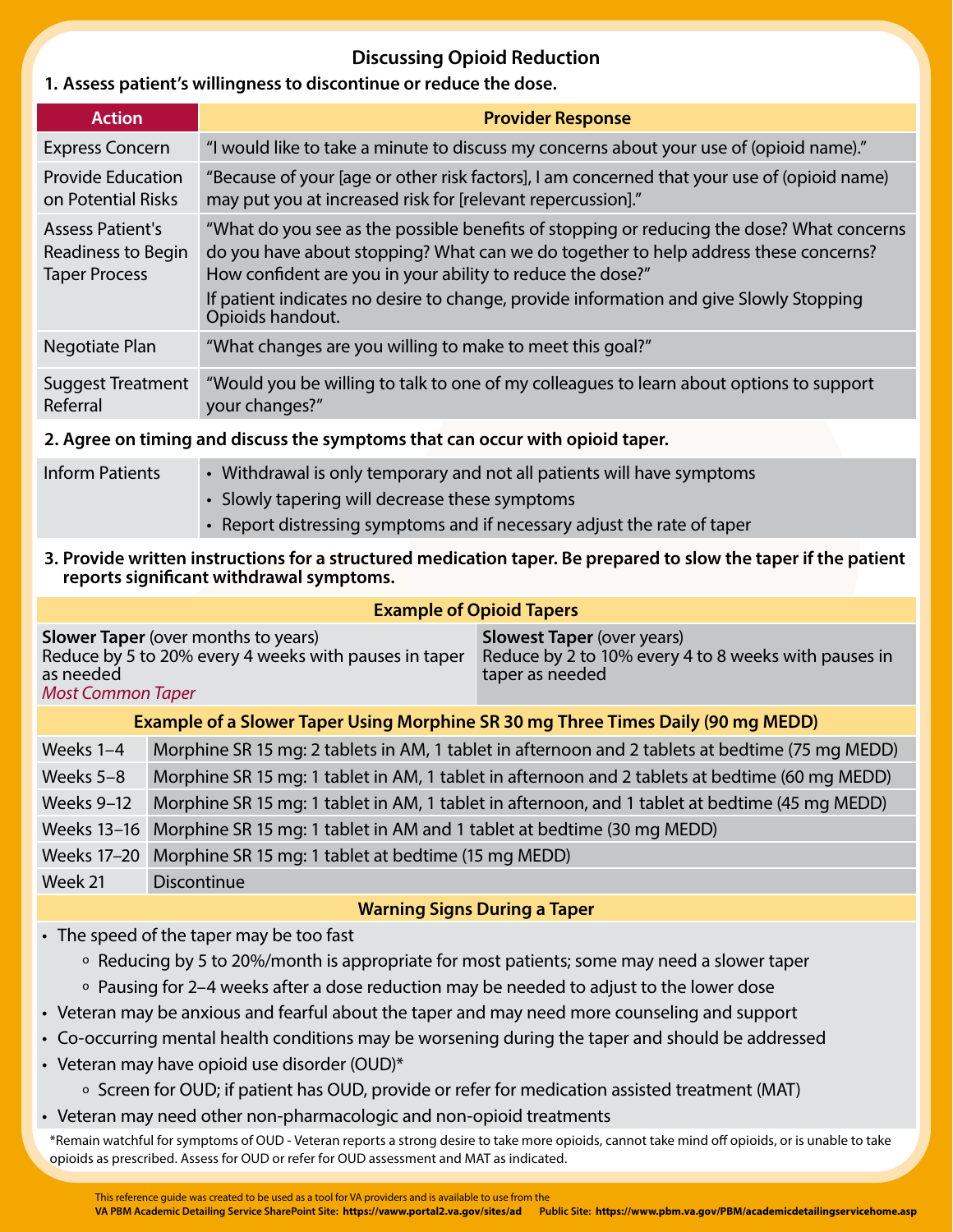## Discussing Opioid Reduction

**1. Assess patient's willingness to discontinue or reduce the dose.**

| Action | Provider Response |
|---|---|
| Express Concern | "I would like to take a minute to discuss my concerns about your use of (opioid name)." |
| Provide Education on Potential Risks | "Because of your [age or other risk factors], I am concerned that your use of (opioid name) may put you at increased risk for [relevant repercussion]." |
| Assess Patient's Readiness to Begin Taper Process | "What do you see as the possible benefits of stopping or reducing the dose? What concerns do you have about stopping? What can we do together to help address these concerns? How confident are you in your ability to reduce the dose?" If patient indicates no desire to change, provide information and give Slowly Stopping Opioids handout. |
| Negotiate Plan | "What changes are you willing to make to meet this goal?" |
| Suggest Treatment Referral | "Would you be willing to talk to one of my colleagues to learn about options to support your changes?" |

**2. Agree on timing and discuss the symptoms that can occur with opioid taper.**

| | |
|---|---|
| Inform Patients | • Withdrawal is only temporary and not all patients will have symptoms<br>• Slowly tapering will decrease these symptoms<br>• Report distressing symptoms and if necessary adjust the rate of taper |

**3. Provide written instructions for a structured medication taper. Be prepared to slow the taper if the patient reports significant withdrawal symptoms.**

### Example of Opioid Tapers

| | |
|---|---|
| **Slower Taper** (over months to years)<br>Reduce by 5 to 20% every 4 weeks with pauses in taper as needed<br>*Most Common Taper* | **Slowest Taper** (over years)<br>Reduce by 2 to 10% every 4 to 8 weeks with pauses in taper as needed |

### Example of a Slower Taper Using Morphine SR 30 mg Three Times Daily (90 mg MEDD)

| | |
|---|---|
| Weeks 1–4 | Morphine SR 15 mg: 2 tablets in AM, 1 tablet in afternoon and 2 tablets at bedtime (75 mg MEDD) |
| Weeks 5–8 | Morphine SR 15 mg: 1 tablet in AM, 1 tablet in afternoon and 2 tablets at bedtime (60 mg MEDD) |
| Weeks 9–12 | Morphine SR 15 mg: 1 tablet in AM, 1 tablet in afternoon, and 1 tablet at bedtime (45 mg MEDD) |
| Weeks 13–16 | Morphine SR 15 mg: 1 tablet in AM and 1 tablet at bedtime (30 mg MEDD) |
| Weeks 17–20 | Morphine SR 15 mg: 1 tablet at bedtime (15 mg MEDD) |
| Week 21 | Discontinue |

### Warning Signs During a Taper

- The speed of the taper may be too fast
  - Reducing by 5 to 20%/month is appropriate for most patients; some may need a slower taper
  - Pausing for 2–4 weeks after a dose reduction may be needed to adjust to the lower dose
- Veteran may be anxious and fearful about the taper and may need more counseling and support
- Co-occurring mental health conditions may be worsening during the taper and should be addressed
- Veteran may have opioid use disorder (OUD)*
  - Screen for OUD; if patient has OUD, provide or refer for medication assisted treatment (MAT)
- Veteran may need other non-pharmacologic and non-opioid treatments

*Remain watchful for symptoms of OUD - Veteran reports a strong desire to take more opioids, cannot take mind off opioids, or is unable to take opioids as prescribed. Assess for OUD or refer for OUD assessment and MAT as indicated.

This reference guide was created to be used as a tool for VA providers and is available to use from the
**VA PBM Academic Detailing Service SharePoint Site: https://vaww.portal2.va.gov/sites/ad** **Public Site: https://www.pbm.va.gov/PBM/academicdetailingservicehome.asp**